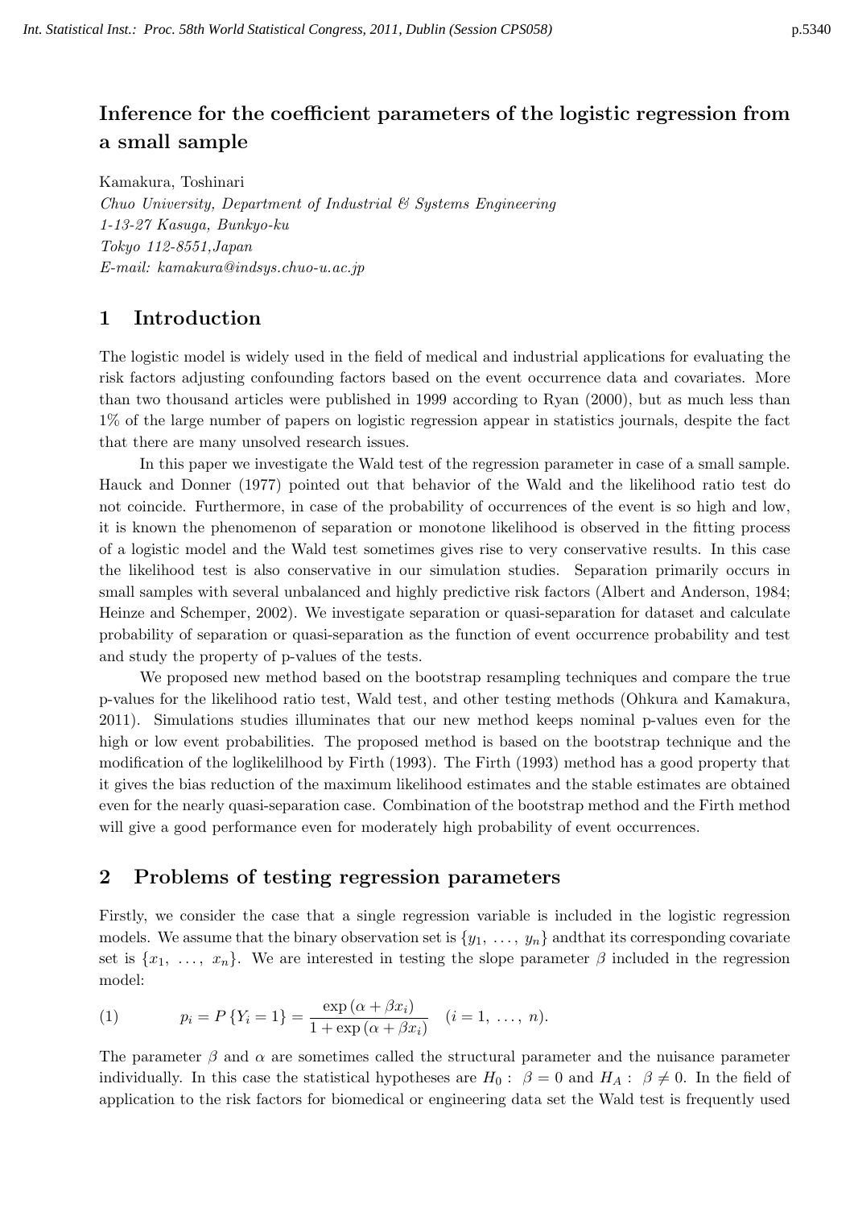# Inference for the coefficient parameters of the logistic regression from a small sample

Kamakura, Toshinari

*Chuo University, Department of Industrial & Systems Engineering*
*1-13-27 Kasuga, Bunkyo-ku*
*Tokyo 112-8551,Japan*
*E-mail: kamakura@indsys.chuo-u.ac.jp*

## 1 Introduction

The logistic model is widely used in the field of medical and industrial applications for evaluating the risk factors adjusting confounding factors based on the event occurrence data and covariates. More than two thousand articles were published in 1999 according to Ryan (2000), but as much less than 1% of the large number of papers on logistic regression appear in statistics journals, despite the fact that there are many unsolved research issues.

In this paper we investigate the Wald test of the regression parameter in case of a small sample. Hauck and Donner (1977) pointed out that behavior of the Wald and the likelihood ratio test do not coincide. Furthermore, in case of the probability of occurrences of the event is so high and low, it is known the phenomenon of separation or monotone likelihood is observed in the fitting process of a logistic model and the Wald test sometimes gives rise to very conservative results. In this case the likelihood test is also conservative in our simulation studies. Separation primarily occurs in small samples with several unbalanced and highly predictive risk factors (Albert and Anderson, 1984; Heinze and Schemper, 2002). We investigate separation or quasi-separation for dataset and calculate probability of separation or quasi-separation as the function of event occurrence probability and test and study the property of p-values of the tests.

We proposed new method based on the bootstrap resampling techniques and compare the true p-values for the likelihood ratio test, Wald test, and other testing methods (Ohkura and Kamakura, 2011). Simulations studies illuminates that our new method keeps nominal p-values even for the high or low event probabilities. The proposed method is based on the bootstrap technique and the modification of the loglikelilhood by Firth (1993). The Firth (1993) method has a good property that it gives the bias reduction of the maximum likelihood estimates and the stable estimates are obtained even for the nearly quasi-separation case. Combination of the bootstrap method and the Firth method will give a good performance even for moderately high probability of event occurrences.

## 2 Problems of testing regression parameters

Firstly, we consider the case that a single regression variable is included in the logistic regression models. We assume that the binary observation set is $\{y_1, \ldots, y_n\}$ andthat its corresponding covariate set is $\{x_1, \ldots, x_n\}$. We are interested in testing the slope parameter $\beta$ included in the regression model:

$$(1) \qquad p_i = P\{Y_i = 1\} = \frac{\exp(\alpha + \beta x_i)}{1 + \exp(\alpha + \beta x_i)} \quad (i = 1, \ldots, n).$$

The parameter $\beta$ and $\alpha$ are sometimes called the structural parameter and the nuisance parameter individually. In this case the statistical hypotheses are $H_0: \ \beta = 0$ and $H_A: \ \beta \neq 0$. In the field of application to the risk factors for biomedical or engineering data set the Wald test is frequently used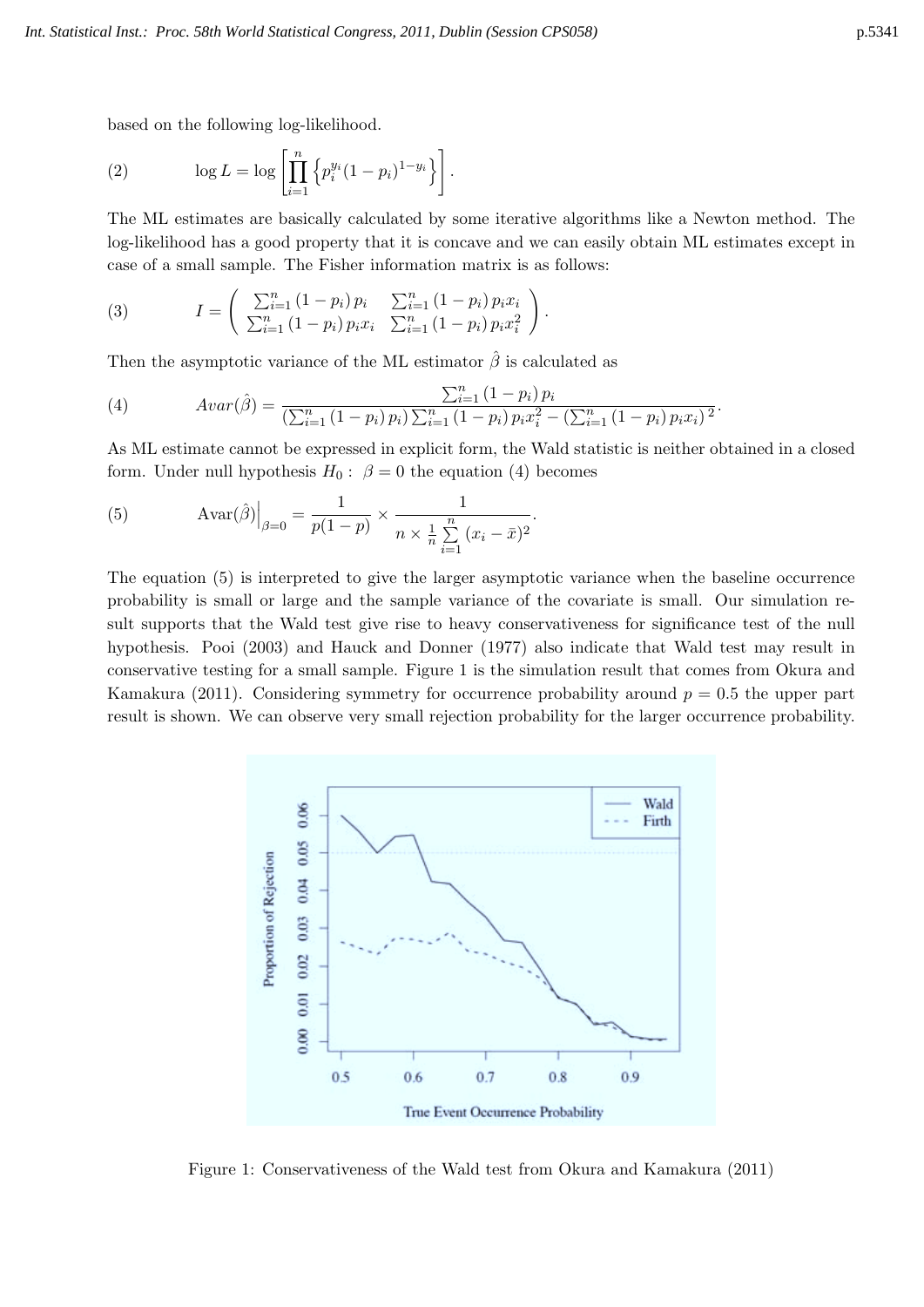based on the following log-likelihood.

$$\log L = \log \left[ \prod_{i=1}^{n} \left\{ p_i^{y_i} (1 - p_i)^{1 - y_i} \right\} \right]. \tag{2}$$

The ML estimates are basically calculated by some iterative algorithms like a Newton method. The log-likelihood has a good property that it is concave and we can easily obtain ML estimates except in case of a small sample. The Fisher information matrix is as follows:

$$I = \begin{pmatrix} \sum_{i=1}^{n} (1 - p_i) p_i & \sum_{i=1}^{n} (1 - p_i) p_i x_i \\ \sum_{i=1}^{n} (1 - p_i) p_i x_i & \sum_{i=1}^{n} (1 - p_i) p_i x_i^2 \end{pmatrix}. \tag{3}$$

Then the asymptotic variance of the ML estimator $\hat{\beta}$ is calculated as

$$Avar(\hat{\beta}) = \frac{\sum_{i=1}^{n} (1 - p_i) p_i}{\left( \sum_{i=1}^{n} (1 - p_i) p_i \right) \sum_{i=1}^{n} (1 - p_i) p_i x_i^2 - \left( \sum_{i=1}^{n} (1 - p_i) p_i x_i \right)^2}. \tag{4}$$

As ML estimate cannot be expressed in explicit form, the Wald statistic is neither obtained in a closed form. Under null hypothesis $H_0: \ \beta = 0$ the equation (4) becomes

$$\mathrm{Avar}(\hat{\beta})\Big|_{\beta=0} = \frac{1}{p(1-p)} \times \frac{1}{n \times \frac{1}{n} \sum_{i=1}^{n} (x_i - \bar{x})^2}. \tag{5}$$

The equation (5) is interpreted to give the larger asymptotic variance when the baseline occurrence probability is small or large and the sample variance of the covariate is small. Our simulation result supports that the Wald test give rise to heavy conservativeness for significance test of the null hypothesis. Pooi (2003) and Hauck and Donner (1977) also indicate that Wald test may result in conservative testing for a small sample. Figure 1 is the simulation result that comes from Okura and Kamakura (2011). Considering symmetry for occurrence probability around $p = 0.5$ the upper part result is shown. We can observe very small rejection probability for the larger occurrence probability.

Figure 1: Conservativeness of the Wald test from Okura and Kamakura (2011)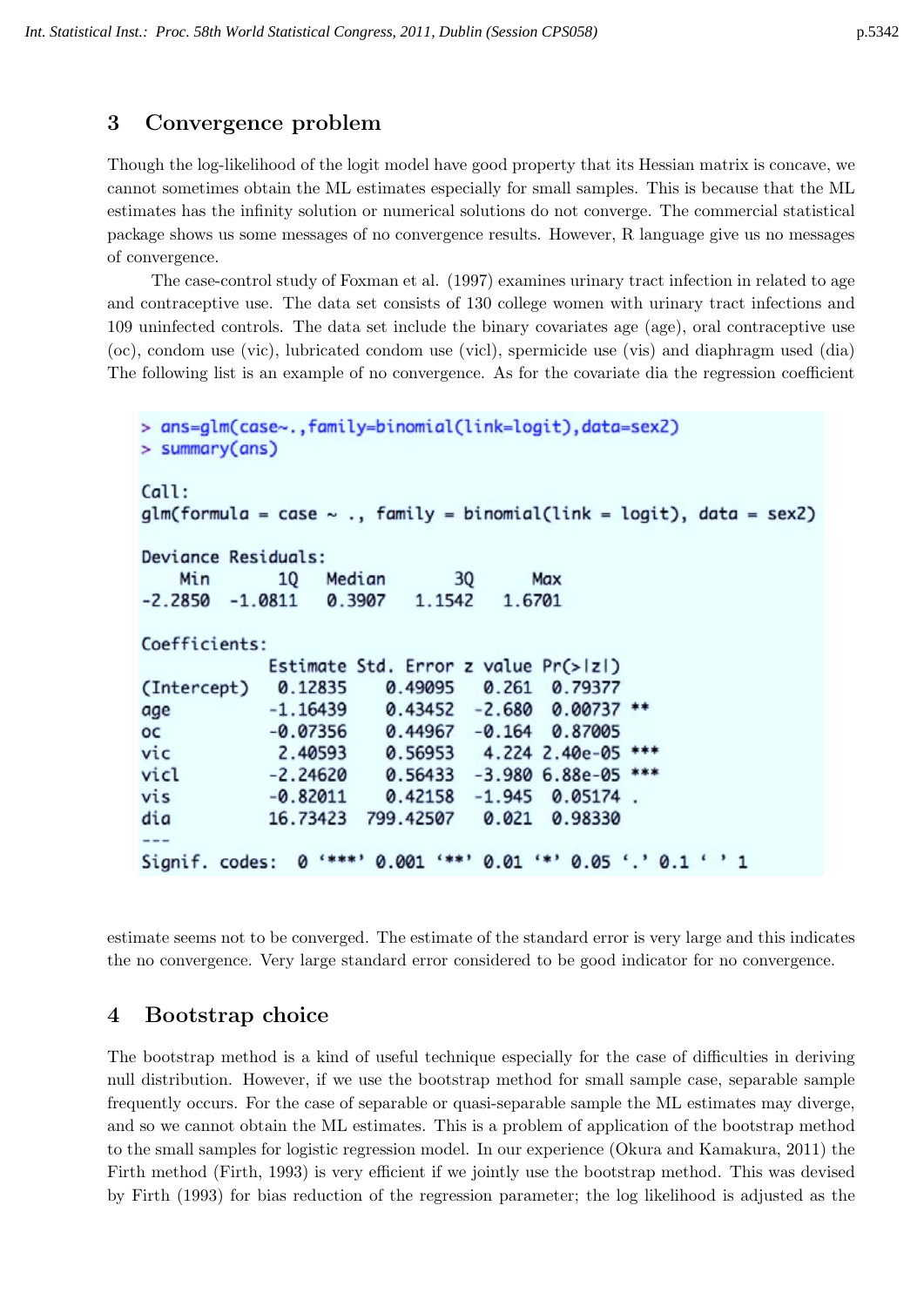## 3 Convergence problem

Though the log-likelihood of the logit model have good property that its Hessian matrix is concave, we cannot sometimes obtain the ML estimates especially for small samples. This is because that the ML estimates has the infinity solution or numerical solutions do not converge. The commercial statistical package shows us some messages of no convergence results. However, R language give us no messages of convergence.

The case-control study of Foxman et al. (1997) examines urinary tract infection in related to age and contraceptive use. The data set consists of 130 college women with urinary tract infections and 109 uninfected controls. The data set include the binary covariates age (age), oral contraceptive use (oc), condom use (vic), lubricated condom use (vicl), spermicide use (vis) and diaphragm used (dia) The following list is an example of no convergence. As for the covariate dia the regression coefficient

```
> ans=glm(case~.,family=binomial(link=logit),data=sex2)
> summary(ans)

Call:
glm(formula = case ~ ., family = binomial(link = logit), data = sex2)

Deviance Residuals:
    Min       1Q   Median       3Q      Max
-2.2850  -1.0811   0.3907   1.1542   1.6701

Coefficients:
            Estimate Std. Error z value Pr(>|z|)
(Intercept)  0.12835    0.49095   0.261  0.79377
age         -1.16439    0.43452  -2.680  0.00737 **
oc          -0.07356    0.44967  -0.164  0.87005
vic          2.40593    0.56953   4.224 2.40e-05 ***
vicl        -2.24620    0.56433  -3.980 6.88e-05 ***
vis         -0.82011    0.42158  -1.945  0.05174 .
dia         16.73423  799.42507   0.021  0.98330
---
Signif. codes:  0 '***' 0.001 '**' 0.01 '*' 0.05 '.' 0.1 ' ' 1
```

estimate seems not to be converged. The estimate of the standard error is very large and this indicates the no convergence. Very large standard error considered to be good indicator for no convergence.

## 4 Bootstrap choice

The bootstrap method is a kind of useful technique especially for the case of difficulties in deriving null distribution. However, if we use the bootstrap method for small sample case, separable sample frequently occurs. For the case of separable or quasi-separable sample the ML estimates may diverge, and so we cannot obtain the ML estimates. This is a problem of application of the bootstrap method to the small samples for logistic regression model. In our experience (Okura and Kamakura, 2011) the Firth method (Firth, 1993) is very efficient if we jointly use the bootstrap method. This was devised by Firth (1993) for bias reduction of the regression parameter; the log likelihood is adjusted as the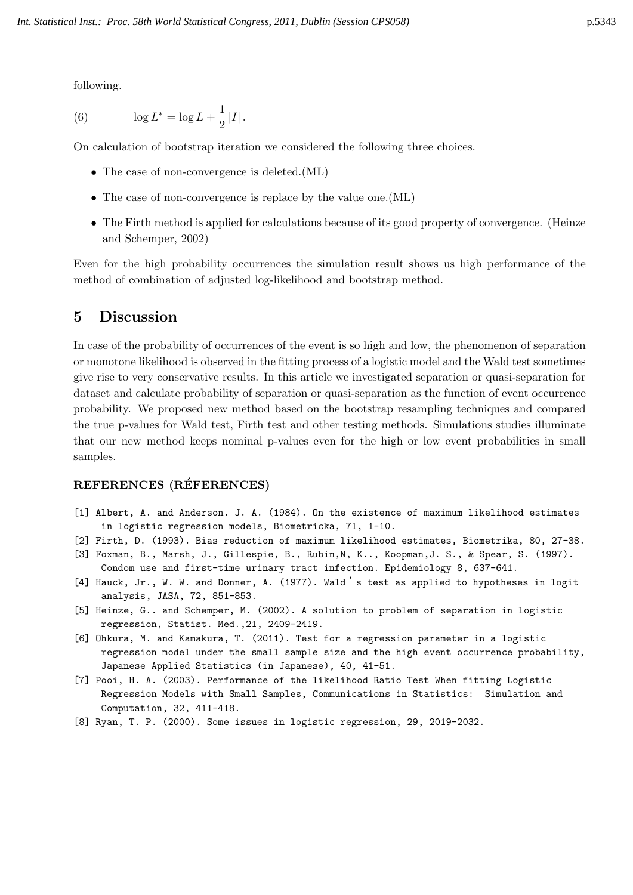following.

$$\log L^* = \log L + \frac{1}{2} |I| . \tag{6}$$

On calculation of bootstrap iteration we considered the following three choices.

- The case of non-convergence is deleted.(ML)
- The case of non-convergence is replace by the value one.(ML)
- The Firth method is applied for calculations because of its good property of convergence. (Heinze and Schemper, 2002)

Even for the high probability occurrences the simulation result shows us high performance of the method of combination of adjusted log-likelihood and bootstrap method.

## 5 Discussion

In case of the probability of occurrences of the event is so high and low, the phenomenon of separation or monotone likelihood is observed in the fitting process of a logistic model and the Wald test sometimes give rise to very conservative results. In this article we investigated separation or quasi-separation for dataset and calculate probability of separation or quasi-separation as the function of event occurrence probability. We proposed new method based on the bootstrap resampling techniques and compared the true p-values for Wald test, Firth test and other testing methods. Simulations studies illuminate that our new method keeps nominal p-values even for the high or low event probabilities in small samples.

### REFERENCES (RÉFERENCES)

[1] Albert, A. and Anderson. J. A. (1984). On the existence of maximum likelihood estimates in logistic regression models, Biometricka, 71, 1-10.

[2] Firth, D. (1993). Bias reduction of maximum likelihood estimates, Biometrika, 80, 27-38.

[3] Foxman, B., Marsh, J., Gillespie, B., Rubin,N, K.., Koopman,J. S., & Spear, S. (1997). Condom use and first-time urinary tract infection. Epidemiology 8, 637-641.

[4] Hauck, Jr., W. W. and Donner, A. (1977). Wald's test as applied to hypotheses in logit analysis, JASA, 72, 851-853.

[5] Heinze, G.. and Schemper, M. (2002). A solution to problem of separation in logistic regression, Statist. Med.,21, 2409-2419.

[6] Ohkura, M. and Kamakura, T. (2011). Test for a regression parameter in a logistic regression model under the small sample size and the high event occurrence probability, Japanese Applied Statistics (in Japanese), 40, 41-51.

[7] Pooi, H. A. (2003). Performance of the likelihood Ratio Test When fitting Logistic Regression Models with Small Samples, Communications in Statistics: Simulation and Computation, 32, 411-418.

[8] Ryan, T. P. (2000). Some issues in logistic regression, 29, 2019-2032.